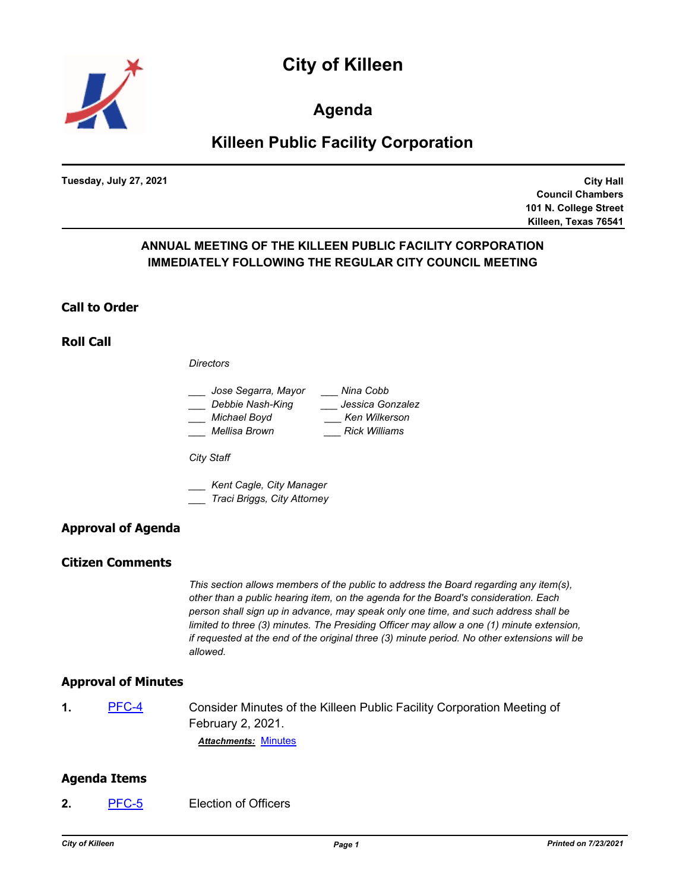# City of Killeen

## Agenda

## Killeen Public Facility Corporation

**Tuesday, July 27, 2021**

**City Hall**
**Council Chambers**
**101 N. College Street**
**Killeen, Texas 76541**

**ANNUAL MEETING OF THE KILLEEN PUBLIC FACILITY CORPORATION IMMEDIATELY FOLLOWING THE REGULAR CITY COUNCIL MEETING**

### Call to Order

### Roll Call

*Directors*

*___ Jose Segarra, Mayor*
*___ Debbie Nash-King*
*___ Michael Boyd*
*___ Mellisa Brown*
*___ Nina Cobb*
*___ Jessica Gonzalez*
*___ Ken Wilkerson*
*___ Rick Williams*

*City Staff*

*___ Kent Cagle, City Manager*
*___ Traci Briggs, City Attorney*

### Approval of Agenda

### Citizen Comments

*This section allows members of the public to address the Board regarding any item(s), other than a public hearing item, on the agenda for the Board's consideration. Each person shall sign up in advance, may speak only one time, and such address shall be limited to three (3) minutes. The Presiding Officer may allow a one (1) minute extension, if requested at the end of the original three (3) minute period. No other extensions will be allowed.*

### Approval of Minutes

**1.** PFC-4 Consider Minutes of the Killeen Public Facility Corporation Meeting of February 2, 2021.

***Attachments:*** Minutes

### Agenda Items

**2.** PFC-5 Election of Officers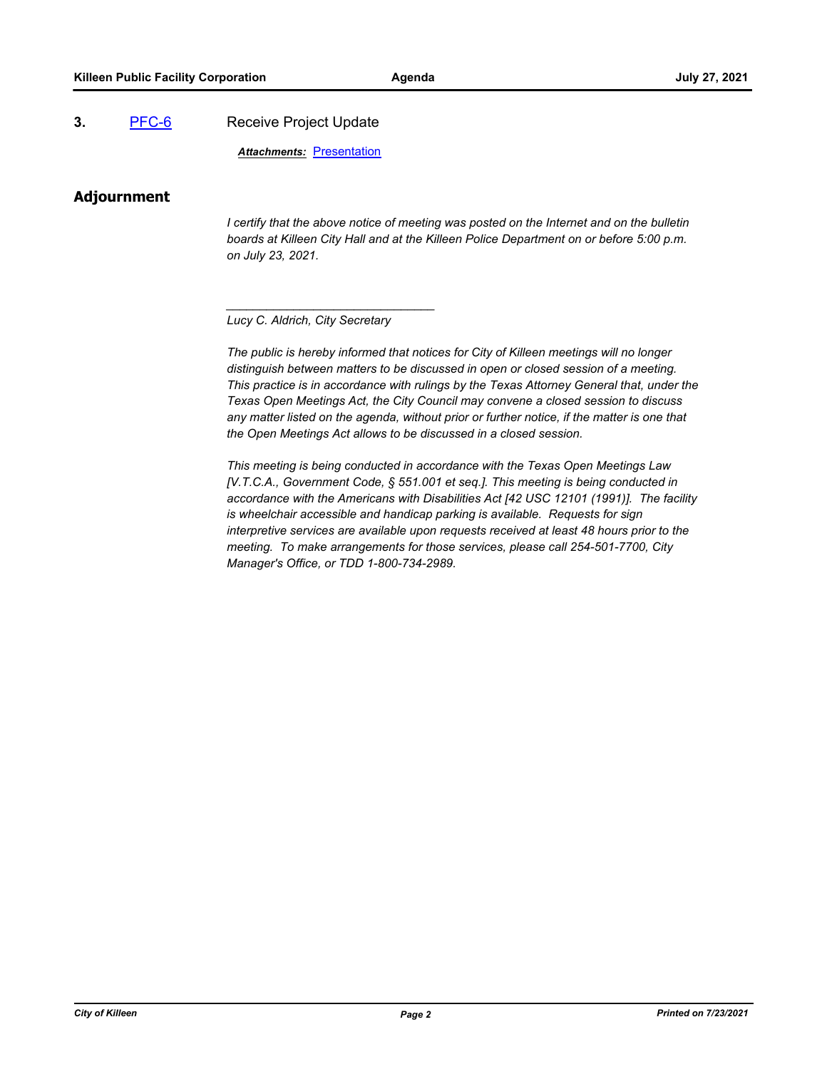**3.** PFC-6 Receive Project Update

***Attachments:*** Presentation

## Adjournment

*I certify that the above notice of meeting was posted on the Internet and on the bulletin boards at Killeen City Hall and at the Killeen Police Department on or before 5:00 p.m. on July 23, 2021.*

\_\_\_\_\_\_\_\_\_\_\_\_\_\_\_\_\_\_\_\_\_\_\_\_\_\_\_\_\_\_

*Lucy C. Aldrich, City Secretary*

*The public is hereby informed that notices for City of Killeen meetings will no longer distinguish between matters to be discussed in open or closed session of a meeting. This practice is in accordance with rulings by the Texas Attorney General that, under the Texas Open Meetings Act, the City Council may convene a closed session to discuss any matter listed on the agenda, without prior or further notice, if the matter is one that the Open Meetings Act allows to be discussed in a closed session.*

*This meeting is being conducted in accordance with the Texas Open Meetings Law [V.T.C.A., Government Code, § 551.001 et seq.]. This meeting is being conducted in accordance with the Americans with Disabilities Act [42 USC 12101 (1991)]. The facility is wheelchair accessible and handicap parking is available. Requests for sign interpretive services are available upon requests received at least 48 hours prior to the meeting. To make arrangements for those services, please call 254-501-7700, City Manager's Office, or TDD 1-800-734-2989.*